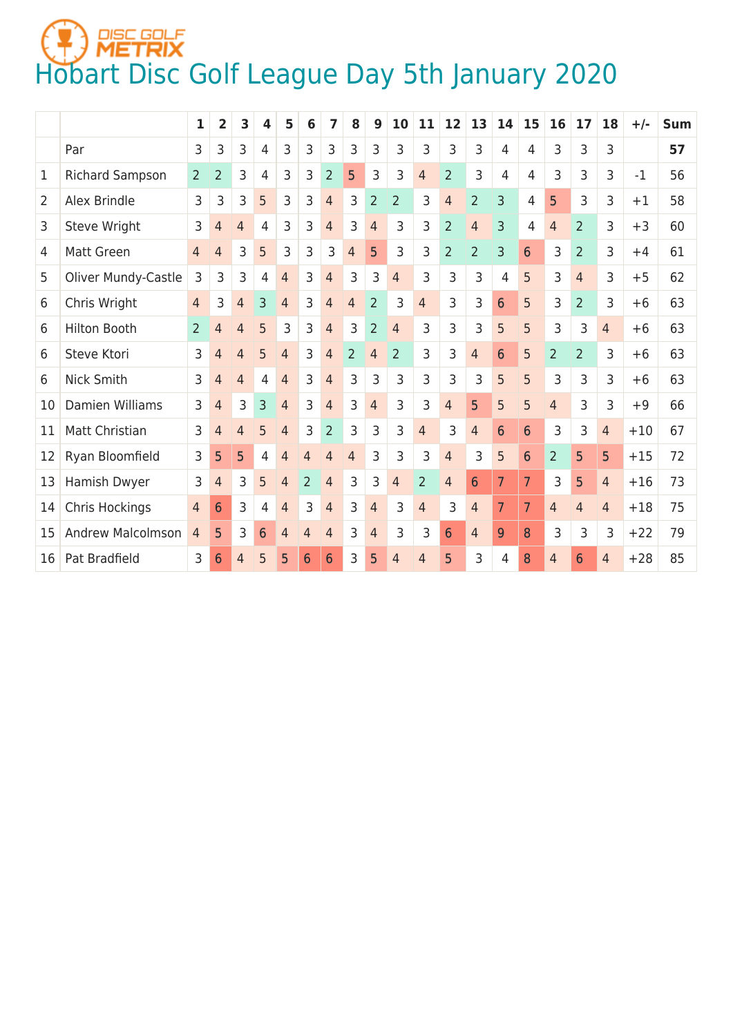DISC GOLF METRIX

# Hobart Disc Golf League Day 5th January 2020

| | | 1 | 2 | 3 | 4 | 5 | 6 | 7 | 8 | 9 | 10 | 11 | 12 | 13 | 14 | 15 | 16 | 17 | 18 | +/- | Sum |
|---|---|---|---|---|---|---|---|---|---|---|---|---|---|---|---|---|---|---|---|---|---|
| | Par | 3 | 3 | 3 | 4 | 3 | 3 | 3 | 3 | 3 | 3 | 3 | 3 | 3 | 4 | 4 | 3 | 3 | 3 | | **57** |
| 1 | Richard Sampson | 2 | 2 | 3 | 4 | 3 | 3 | 2 | 5 | 3 | 3 | 4 | 2 | 3 | 4 | 4 | 3 | 3 | 3 | -1 | 56 |
| 2 | Alex Brindle | 3 | 3 | 3 | 5 | 3 | 3 | 4 | 3 | 2 | 2 | 3 | 4 | 2 | 3 | 4 | 5 | 3 | 3 | +1 | 58 |
| 3 | Steve Wright | 3 | 4 | 4 | 4 | 3 | 3 | 4 | 3 | 4 | 3 | 3 | 2 | 4 | 3 | 4 | 4 | 2 | 3 | +3 | 60 |
| 4 | Matt Green | 4 | 4 | 3 | 5 | 3 | 3 | 3 | 4 | 5 | 3 | 3 | 2 | 2 | 3 | 6 | 3 | 2 | 3 | +4 | 61 |
| 5 | Oliver Mundy-Castle | 3 | 3 | 3 | 4 | 4 | 3 | 4 | 3 | 3 | 4 | 3 | 3 | 3 | 4 | 5 | 3 | 4 | 3 | +5 | 62 |
| 6 | Chris Wright | 4 | 3 | 4 | 3 | 4 | 3 | 4 | 4 | 2 | 3 | 4 | 3 | 3 | 6 | 5 | 3 | 2 | 3 | +6 | 63 |
| 6 | Hilton Booth | 2 | 4 | 4 | 5 | 3 | 3 | 4 | 3 | 2 | 4 | 3 | 3 | 3 | 5 | 5 | 3 | 3 | 4 | +6 | 63 |
| 6 | Steve Ktori | 3 | 4 | 4 | 5 | 4 | 3 | 4 | 2 | 4 | 2 | 3 | 3 | 4 | 6 | 5 | 2 | 2 | 3 | +6 | 63 |
| 6 | Nick Smith | 3 | 4 | 4 | 4 | 4 | 3 | 4 | 3 | 3 | 3 | 3 | 3 | 3 | 5 | 5 | 3 | 3 | 3 | +6 | 63 |
| 10 | Damien Williams | 3 | 4 | 3 | 3 | 4 | 3 | 4 | 3 | 4 | 3 | 3 | 4 | 5 | 5 | 5 | 4 | 3 | 3 | +9 | 66 |
| 11 | Matt Christian | 3 | 4 | 4 | 5 | 4 | 3 | 2 | 3 | 3 | 3 | 4 | 3 | 4 | 6 | 6 | 3 | 3 | 4 | +10 | 67 |
| 12 | Ryan Bloomfield | 3 | 5 | 5 | 4 | 4 | 4 | 4 | 4 | 3 | 3 | 3 | 4 | 3 | 5 | 6 | 2 | 5 | 5 | +15 | 72 |
| 13 | Hamish Dwyer | 3 | 4 | 3 | 5 | 4 | 2 | 4 | 3 | 3 | 4 | 2 | 4 | 6 | 7 | 7 | 3 | 5 | 4 | +16 | 73 |
| 14 | Chris Hockings | 4 | 6 | 3 | 4 | 4 | 3 | 4 | 3 | 4 | 3 | 4 | 3 | 4 | 7 | 7 | 4 | 4 | 4 | +18 | 75 |
| 15 | Andrew Malcolmson | 4 | 5 | 3 | 6 | 4 | 4 | 4 | 3 | 4 | 3 | 3 | 6 | 4 | 9 | 8 | 3 | 3 | 3 | +22 | 79 |
| 16 | Pat Bradfield | 3 | 6 | 4 | 5 | 5 | 6 | 6 | 3 | 5 | 4 | 4 | 5 | 3 | 4 | 8 | 4 | 6 | 4 | +28 | 85 |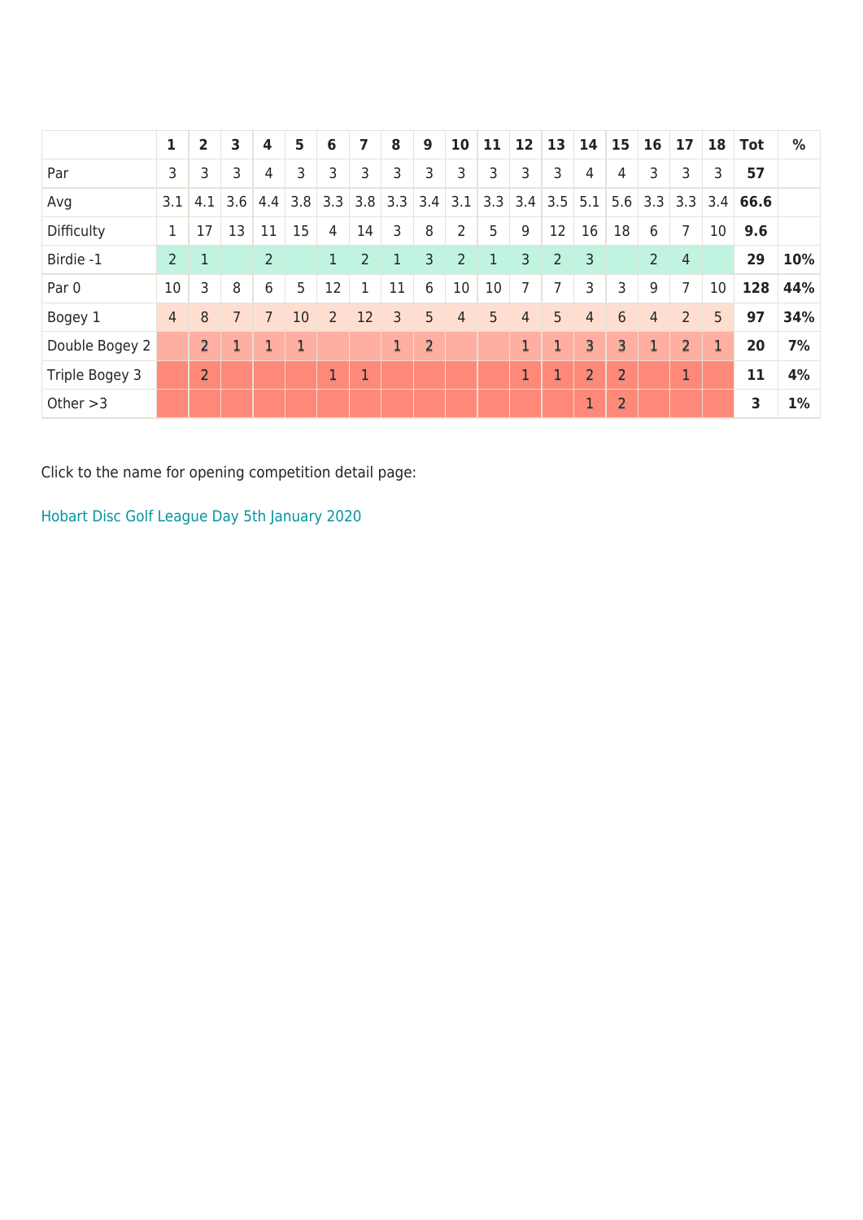| | 1 | 2 | 3 | 4 | 5 | 6 | 7 | 8 | 9 | 10 | 11 | 12 | 13 | 14 | 15 | 16 | 17 | 18 | Tot | % |
|---|---|---|---|---|---|---|---|---|---|---|---|---|---|---|---|---|---|---|---|---|
| Par | 3 | 3 | 3 | 4 | 3 | 3 | 3 | 3 | 3 | 3 | 3 | 3 | 3 | 4 | 4 | 3 | 3 | 3 | **57** | |
| Avg | 3.1 | 4.1 | 3.6 | 4.4 | 3.8 | 3.3 | 3.8 | 3.3 | 3.4 | 3.1 | 3.3 | 3.4 | 3.5 | 5.1 | 5.6 | 3.3 | 3.3 | 3.4 | **66.6** | |
| Difficulty | 1 | 17 | 13 | 11 | 15 | 4 | 14 | 3 | 8 | 2 | 5 | 9 | 12 | 16 | 18 | 6 | 7 | 10 | **9.6** | |
| Birdie -1 | 2 | 1 | | 2 | | 1 | 2 | 1 | 3 | 2 | 1 | 3 | 2 | 3 | | 2 | 4 | | **29** | **10%** |
| Par 0 | 10 | 3 | 8 | 6 | 5 | 12 | 1 | 11 | 6 | 10 | 10 | 7 | 7 | 3 | 3 | 9 | 7 | 10 | **128** | **44%** |
| Bogey 1 | 4 | 8 | 7 | 7 | 10 | 2 | 12 | 3 | 5 | 4 | 5 | 4 | 5 | 4 | 6 | 4 | 2 | 5 | **97** | **34%** |
| Double Bogey 2 | | 2 | 1 | 1 | 1 | | | 1 | 2 | | | 1 | 1 | 3 | 3 | 1 | 2 | 1 | **20** | **7%** |
| Triple Bogey 3 | | 2 | | | | 1 | 1 | | | | | 1 | 1 | 2 | 2 | | 1 | | **11** | **4%** |
| Other >3 | | | | | | | | | | | | | | 1 | 2 | | | | **3** | **1%** |

Click to the name for opening competition detail page:

Hobart Disc Golf League Day 5th January 2020